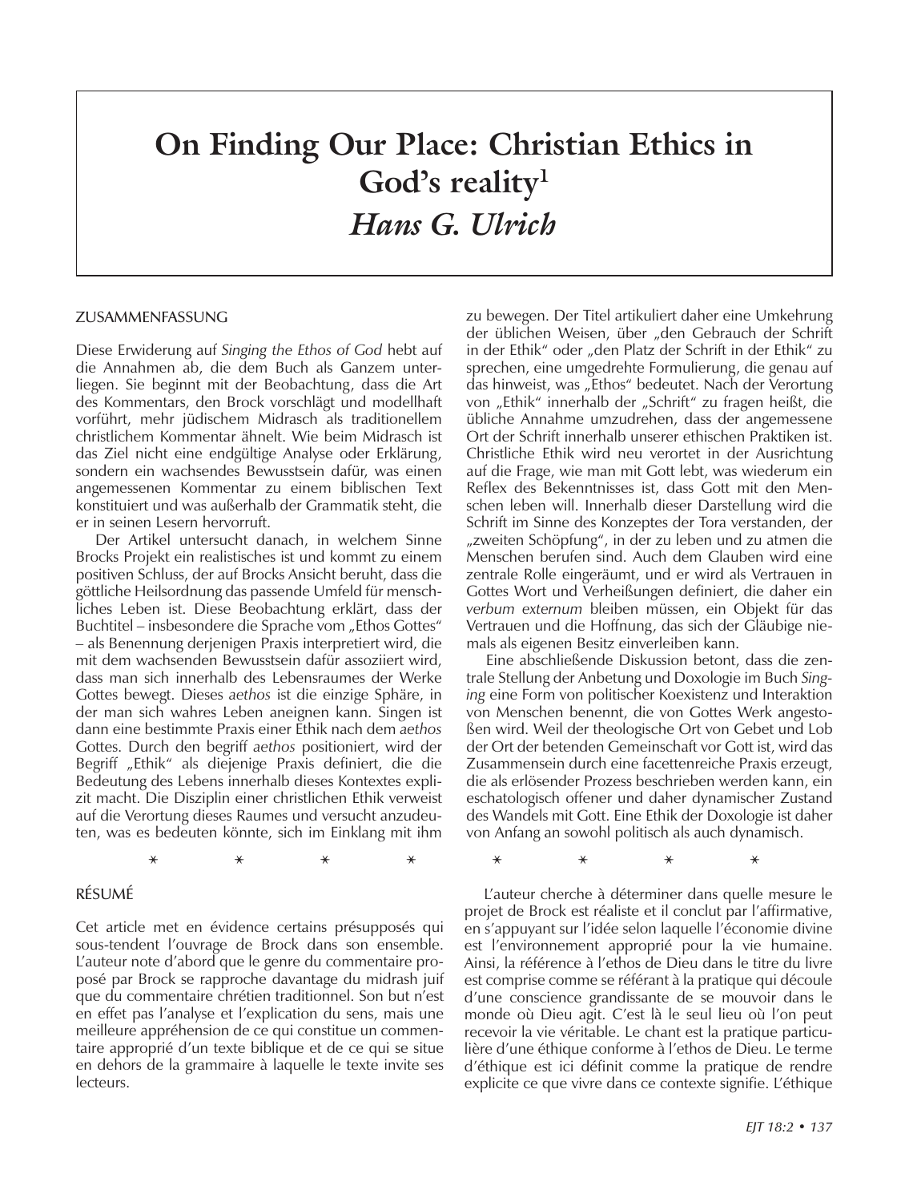# On Finding Our Place: Christian Ethics in God's reality[1]

## *Hans G. Ulrich*

ZUSAMMENFASSUNG

Diese Erwiderung auf *Singing the Ethos of God* hebt auf die Annahmen ab, die dem Buch als Ganzem unterliegen. Sie beginnt mit der Beobachtung, dass die Art des Kommentars, den Brock vorschlägt und modellhaft vorführt, mehr jüdischem Midrasch als traditionellem christlichem Kommentar ähnelt. Wie beim Midrasch ist das Ziel nicht eine endgültige Analyse oder Erklärung, sondern ein wachsendes Bewusstsein dafür, was einen angemessenen Kommentar zu einem biblischen Text konstituiert und was außerhalb der Grammatik steht, die er in seinen Lesern hervorruft.

Der Artikel untersucht danach, in welchem Sinne Brocks Projekt ein realistisches ist und kommt zu einem positiven Schluss, der auf Brocks Ansicht beruht, dass die göttliche Heilsordnung das passende Umfeld für menschliches Leben ist. Diese Beobachtung erklärt, dass der Buchtitel – insbesondere die Sprache vom „Ethos Gottes" – als Benennung derjenigen Praxis interpretiert wird, die mit dem wachsenden Bewusstsein dafür assoziiert wird, dass man sich innerhalb des Lebensraumes der Werke Gottes bewegt. Dieses *aethos* ist die einzige Sphäre, in der man sich wahres Leben aneignen kann. Singen ist dann eine bestimmte Praxis einer Ethik nach dem *aethos* Gottes. Durch den begriff *aethos* positioniert, wird der Begriff „Ethik" als diejenige Praxis definiert, die die Bedeutung des Lebens innerhalb dieses Kontextes explizit macht. Die Disziplin einer christlichen Ethik verweist auf die Verortung dieses Raumes und versucht anzudeuten, was es bedeuten könnte, sich im Einklang mit ihm zu bewegen. Der Titel artikuliert daher eine Umkehrung der üblichen Weisen, über „den Gebrauch der Schrift in der Ethik" oder „den Platz der Schrift in der Ethik" zu sprechen, eine umgedrehte Formulierung, die genau auf das hinweist, was „Ethos" bedeutet. Nach der Verortung von „Ethik" innerhalb der „Schrift" zu fragen heißt, die übliche Annahme umzudrehen, dass der angemessene Ort der Schrift innerhalb unserer ethischen Praktiken ist. Christliche Ethik wird neu verortet in der Ausrichtung auf die Frage, wie man mit Gott lebt, was wiederum ein Reflex des Bekenntnisses ist, dass Gott mit den Menschen leben will. Innerhalb dieser Darstellung wird die Schrift im Sinne des Konzeptes der Tora verstanden, der „zweiten Schöpfung", in der zu leben und zu atmen die Menschen berufen sind. Auch dem Glauben wird eine zentrale Rolle eingeräumt, und er wird als Vertrauen in Gottes Wort und Verheißungen definiert, die daher ein *verbum externum* bleiben müssen, ein Objekt für das Vertrauen und die Hoffnung, das sich der Gläubige niemals als eigenen Besitz einverleiben kann.

Eine abschließende Diskussion betont, dass die zentrale Stellung der Anbetung und Doxologie im Buch *Singing* eine Form von politischer Koexistenz und Interaktion von Menschen benennt, die von Gottes Werk angestoßen wird. Weil der theologische Ort von Gebet und Lob der Ort der betenden Gemeinschaft vor Gott ist, wird das Zusammensein durch eine facettenreiche Praxis erzeugt, die als erlösender Prozess beschrieben werden kann, ein eschatologisch offener und daher dynamischer Zustand des Wandels mit Gott. Eine Ethik der Doxologie ist daher von Anfang an sowohl politisch als auch dynamisch.

\* \* \* \* \* \* \* \*

RÉSUMÉ

Cet article met en évidence certains présupposés qui sous-tendent l'ouvrage de Brock dans son ensemble. L'auteur note d'abord que le genre du commentaire proposé par Brock se rapproche davantage du midrash juif que du commentaire chrétien traditionnel. Son but n'est en effet pas l'analyse et l'explication du sens, mais une meilleure appréhension de ce qui constitue un commentaire approprié d'un texte biblique et de ce qui se situe en dehors de la grammaire à laquelle le texte invite ses lecteurs.

L'auteur cherche à déterminer dans quelle mesure le projet de Brock est réaliste et il conclut par l'affirmative, en s'appuyant sur l'idée selon laquelle l'économie divine est l'environnement approprié pour la vie humaine. Ainsi, la référence à l'ethos de Dieu dans le titre du livre est comprise comme se référant à la pratique qui découle d'une conscience grandissante de se mouvoir dans le monde où Dieu agit. C'est là le seul lieu où l'on peut recevoir la vie véritable. Le chant est la pratique particulière d'une éthique conforme à l'ethos de Dieu. Le terme d'éthique est ici définit comme la pratique de rendre explicite ce que vivre dans ce contexte signifie. L'éthique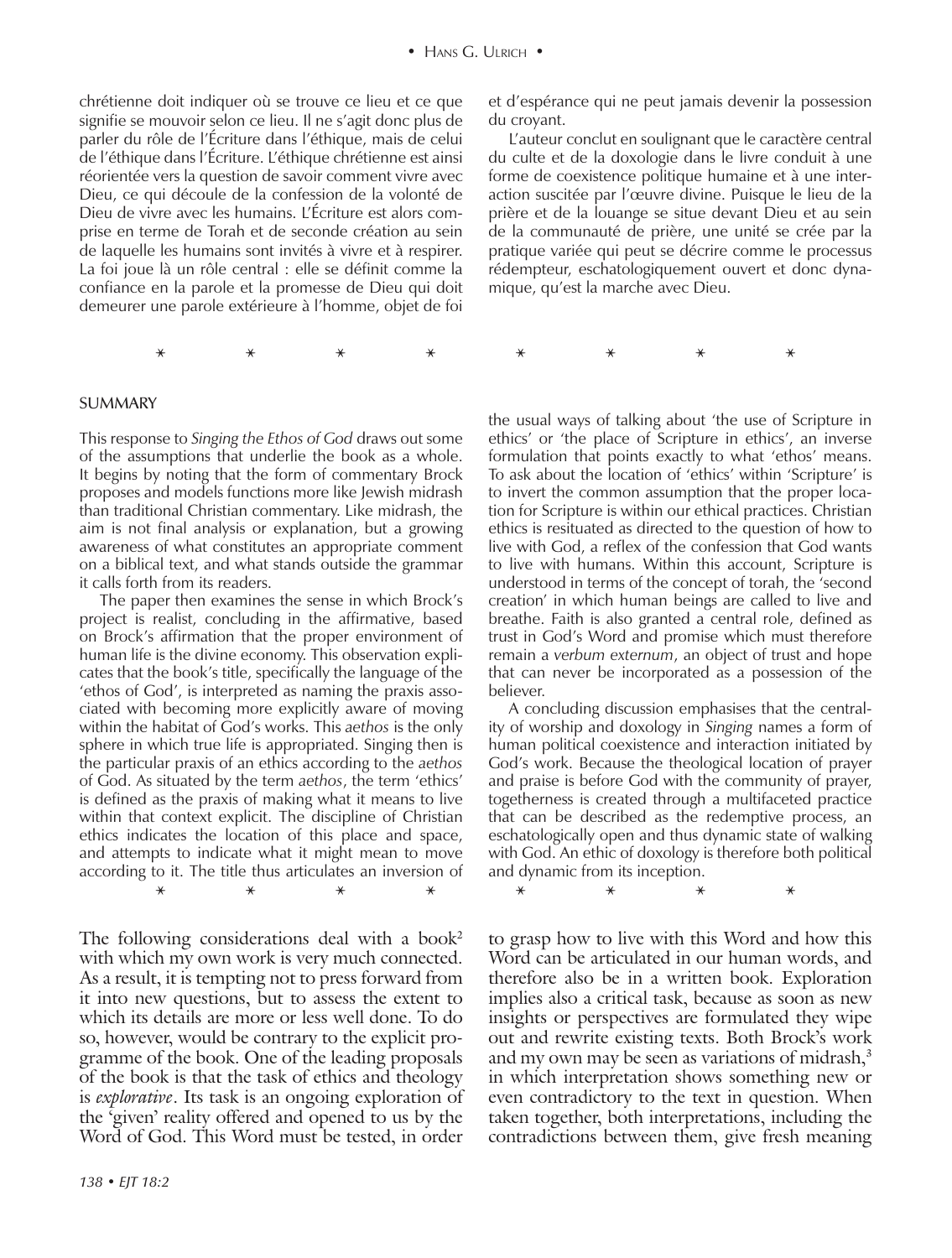chrétienne doit indiquer où se trouve ce lieu et ce que signifie se mouvoir selon ce lieu. Il ne s'agit donc plus de parler du rôle de l'Écriture dans l'éthique, mais de celui de l'éthique dans l'Écriture. L'éthique chrétienne est ainsi réorientée vers la question de savoir comment vivre avec Dieu, ce qui découle de la confession de la volonté de Dieu de vivre avec les humains. L'Écriture est alors comprise en terme de Torah et de seconde création au sein de laquelle les humains sont invités à vivre et à respirer. La foi joue là un rôle central : elle se définit comme la confiance en la parole et la promesse de Dieu qui doit demeurer une parole extérieure à l'homme, objet de foi et d'espérance qui ne peut jamais devenir la possession du croyant.

L'auteur conclut en soulignant que le caractère central du culte et de la doxologie dans le livre conduit à une forme de coexistence politique humaine et à une interaction suscitée par l'œuvre divine. Puisque le lieu de la prière et de la louange se situe devant Dieu et au sein de la communauté de prière, une unité se crée par la pratique variée qui peut se décrire comme le processus rédempteur, eschatologiquement ouvert et donc dynamique, qu'est la marche avec Dieu.

\* \* \* \* \* \* \* \*

## SUMMARY

This response to *Singing the Ethos of God* draws out some of the assumptions that underlie the book as a whole. It begins by noting that the form of commentary Brock proposes and models functions more like Jewish midrash than traditional Christian commentary. Like midrash, the aim is not final analysis or explanation, but a growing awareness of what constitutes an appropriate comment on a biblical text, and what stands outside the grammar it calls forth from its readers.

The paper then examines the sense in which Brock's project is realist, concluding in the affirmative, based on Brock's affirmation that the proper environment of human life is the divine economy. This observation explicates that the book's title, specifically the language of the 'ethos of God', is interpreted as naming the praxis associated with becoming more explicitly aware of moving within the habitat of God's works. This *aethos* is the only sphere in which true life is appropriated. Singing then is the particular praxis of an ethics according to the *aethos* of God. As situated by the term *aethos*, the term 'ethics' is defined as the praxis of making what it means to live within that context explicit. The discipline of Christian ethics indicates the location of this place and space, and attempts to indicate what it might mean to move according to it. The title thus articulates an inversion of the usual ways of talking about 'the use of Scripture in ethics' or 'the place of Scripture in ethics', an inverse formulation that points exactly to what 'ethos' means. To ask about the location of 'ethics' within 'Scripture' is to invert the common assumption that the proper location for Scripture is within our ethical practices. Christian ethics is resituated as directed to the question of how to live with God, a reflex of the confession that God wants to live with humans. Within this account, Scripture is understood in terms of the concept of torah, the 'second creation' in which human beings are called to live and breathe. Faith is also granted a central role, defined as trust in God's Word and promise which must therefore remain a *verbum externum*, an object of trust and hope that can never be incorporated as a possession of the believer.

A concluding discussion emphasises that the centrality of worship and doxology in *Singing* names a form of human political coexistence and interaction initiated by God's work. Because the theological location of prayer and praise is before God with the community of prayer, togetherness is created through a multifaceted practice that can be described as the redemptive process, an eschatologically open and thus dynamic state of walking with God. An ethic of doxology is therefore both political and dynamic from its inception.

\* \* \* \* \* \* \* \*

The following considerations deal with a book[2] with which my own work is very much connected. As a result, it is tempting not to press forward from it into new questions, but to assess the extent to which its details are more or less well done. To do so, however, would be contrary to the explicit programme of the book. One of the leading proposals of the book is that the task of ethics and theology is *explorative*. Its task is an ongoing exploration of the 'given' reality offered and opened to us by the Word of God. This Word must be tested, in order to grasp how to live with this Word and how this Word can be articulated in our human words, and therefore also be in a written book. Exploration implies also a critical task, because as soon as new insights or perspectives are formulated they wipe out and rewrite existing texts. Both Brock's work and my own may be seen as variations of midrash,[3] in which interpretation shows something new or even contradictory to the text in question. When taken together, both interpretations, including the contradictions between them, give fresh meaning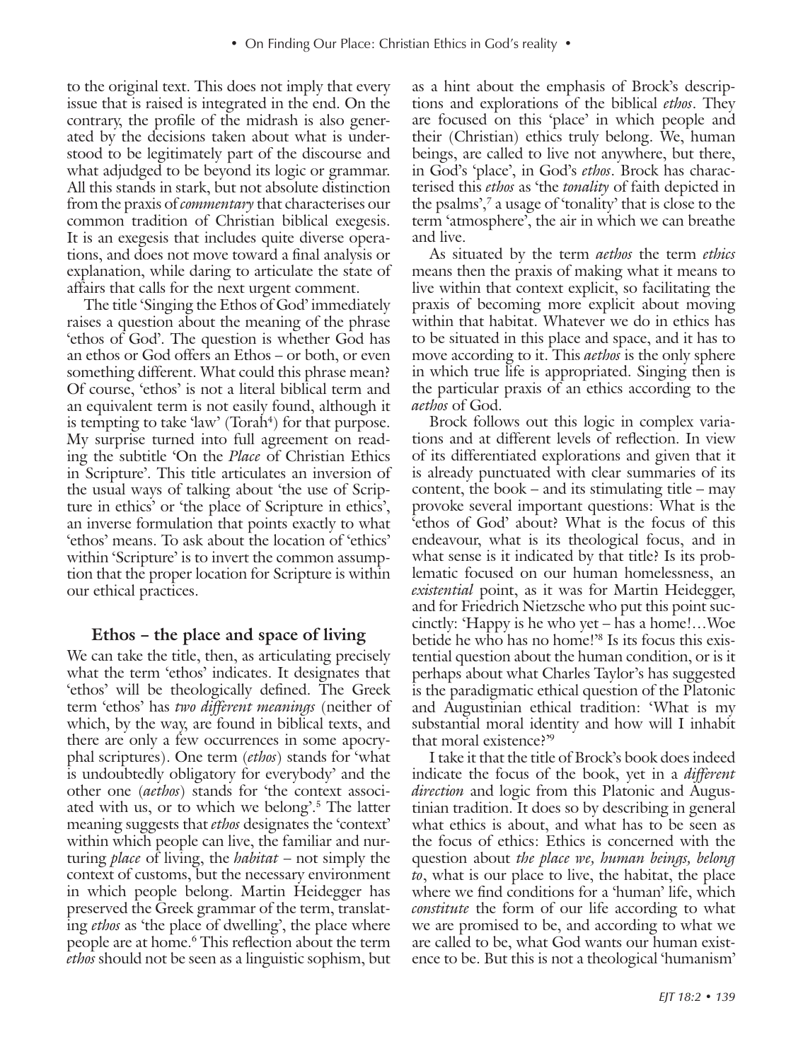to the original text. This does not imply that every issue that is raised is integrated in the end. On the contrary, the profile of the midrash is also generated by the decisions taken about what is understood to be legitimately part of the discourse and what adjudged to be beyond its logic or grammar. All this stands in stark, but not absolute distinction from the praxis of *commentary* that characterises our common tradition of Christian biblical exegesis. It is an exegesis that includes quite diverse operations, and does not move toward a final analysis or explanation, while daring to articulate the state of affairs that calls for the next urgent comment.

The title 'Singing the Ethos of God' immediately raises a question about the meaning of the phrase 'ethos of God'. The question is whether God has an ethos or God offers an Ethos – or both, or even something different. What could this phrase mean? Of course, 'ethos' is not a literal biblical term and an equivalent term is not easily found, although it is tempting to take 'law' (Torah[4]) for that purpose. My surprise turned into full agreement on reading the subtitle 'On the *Place* of Christian Ethics in Scripture'. This title articulates an inversion of the usual ways of talking about 'the use of Scripture in ethics' or 'the place of Scripture in ethics', an inverse formulation that points exactly to what 'ethos' means. To ask about the location of 'ethics' within 'Scripture' is to invert the common assumption that the proper location for Scripture is within our ethical practices.

## Ethos – the place and space of living

We can take the title, then, as articulating precisely what the term 'ethos' indicates. It designates that 'ethos' will be theologically defined. The Greek term 'ethos' has *two different meanings* (neither of which, by the way, are found in biblical texts, and there are only a few occurrences in some apocryphal scriptures). One term (*ethos*) stands for 'what is undoubtedly obligatory for everybody' and the other one (*aethos*) stands for 'the context associated with us, or to which we belong'.[5] The latter meaning suggests that *ethos* designates the 'context' within which people can live, the familiar and nurturing *place* of living, the *habitat* – not simply the context of customs, but the necessary environment in which people belong. Martin Heidegger has preserved the Greek grammar of the term, translating *ethos* as 'the place of dwelling', the place where people are at home.[6] This reflection about the term *ethos* should not be seen as a linguistic sophism, but as a hint about the emphasis of Brock's descriptions and explorations of the biblical *ethos*. They are focused on this 'place' in which people and their (Christian) ethics truly belong. We, human beings, are called to live not anywhere, but there, in God's 'place', in God's *ethos*. Brock has characterised this *ethos* as 'the *tonality* of faith depicted in the psalms',[7] a usage of 'tonality' that is close to the term 'atmosphere', the air in which we can breathe and live.

As situated by the term *aethos* the term *ethics* means then the praxis of making what it means to live within that context explicit, so facilitating the praxis of becoming more explicit about moving within that habitat. Whatever we do in ethics has to be situated in this place and space, and it has to move according to it. This *aethos* is the only sphere in which true life is appropriated. Singing then is the particular praxis of an ethics according to the *aethos* of God.

Brock follows out this logic in complex variations and at different levels of reflection. In view of its differentiated explorations and given that it is already punctuated with clear summaries of its content, the book – and its stimulating title – may provoke several important questions: What is the 'ethos of God' about? What is the focus of this endeavour, what is its theological focus, and in what sense is it indicated by that title? Is its problematic focused on our human homelessness, an *existential* point, as it was for Martin Heidegger, and for Friedrich Nietzsche who put this point succinctly: 'Happy is he who yet – has a home!…Woe betide he who has no home!'[8] Is its focus this existential question about the human condition, or is it perhaps about what Charles Taylor's has suggested is the paradigmatic ethical question of the Platonic and Augustinian ethical tradition: 'What is my substantial moral identity and how will I inhabit that moral existence?'[9]

I take it that the title of Brock's book does indeed indicate the focus of the book, yet in a *different direction* and logic from this Platonic and Augustinian tradition. It does so by describing in general what ethics is about, and what has to be seen as the focus of ethics: Ethics is concerned with the question about *the place we, human beings, belong to*, what is our place to live, the habitat, the place where we find conditions for a 'human' life, which *constitute* the form of our life according to what we are promised to be, and according to what we are called to be, what God wants our human existence to be. But this is not a theological 'humanism'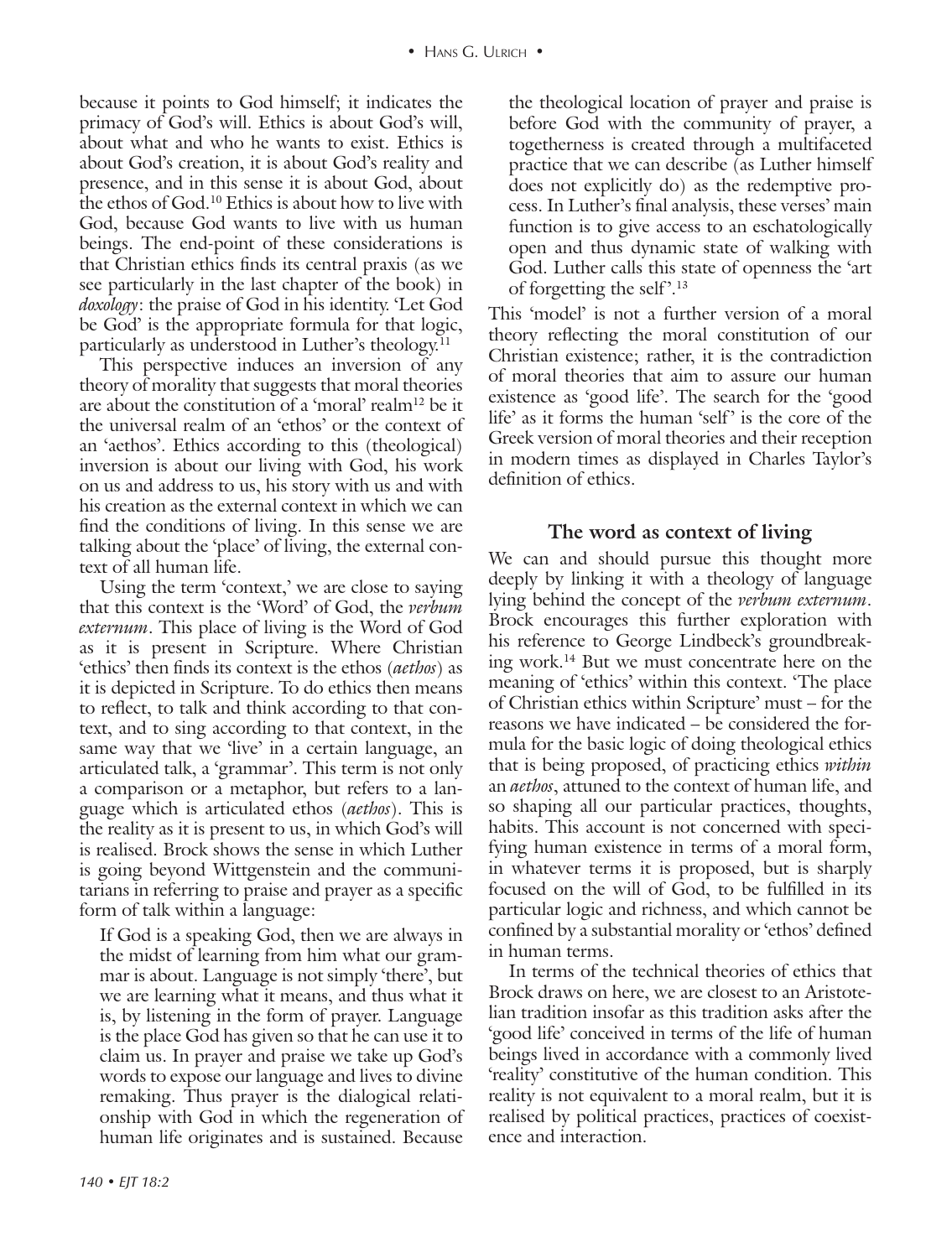because it points to God himself; it indicates the primacy of God's will. Ethics is about God's will, about what and who he wants to exist. Ethics is about God's creation, it is about God's reality and presence, and in this sense it is about God, about the ethos of God.[10] Ethics is about how to live with God, because God wants to live with us human beings. The end-point of these considerations is that Christian ethics finds its central praxis (as we see particularly in the last chapter of the book) in *doxology*: the praise of God in his identity. 'Let God be God' is the appropriate formula for that logic, particularly as understood in Luther's theology.[11]

This perspective induces an inversion of any theory of morality that suggests that moral theories are about the constitution of a 'moral' realm[12] be it the universal realm of an 'ethos' or the context of an 'aethos'. Ethics according to this (theological) inversion is about our living with God, his work on us and address to us, his story with us and with his creation as the external context in which we can find the conditions of living. In this sense we are talking about the 'place' of living, the external context of all human life.

Using the term 'context,' we are close to saying that this context is the 'Word' of God, the *verbum externum*. This place of living is the Word of God as it is present in Scripture. Where Christian 'ethics' then finds its context is the ethos (*aethos*) as it is depicted in Scripture. To do ethics then means to reflect, to talk and think according to that context, and to sing according to that context, in the same way that we 'live' in a certain language, an articulated talk, a 'grammar'. This term is not only a comparison or a metaphor, but refers to a language which is articulated ethos (*aethos*). This is the reality as it is present to us, in which God's will is realised. Brock shows the sense in which Luther is going beyond Wittgenstein and the communitarians in referring to praise and prayer as a specific form of talk within a language:

> If God is a speaking God, then we are always in the midst of learning from him what our grammar is about. Language is not simply 'there', but we are learning what it means, and thus what it is, by listening in the form of prayer. Language is the place God has given so that he can use it to claim us. In prayer and praise we take up God's words to expose our language and lives to divine remaking. Thus prayer is the dialogical relationship with God in which the regeneration of human life originates and is sustained. Because the theological location of prayer and praise is before God with the community of prayer, a togetherness is created through a multifaceted practice that we can describe (as Luther himself does not explicitly do) as the redemptive process. In Luther's final analysis, these verses' main function is to give access to an eschatologically open and thus dynamic state of walking with God. Luther calls this state of openness the 'art of forgetting the self'.[13]

This 'model' is not a further version of a moral theory reflecting the moral constitution of our Christian existence; rather, it is the contradiction of moral theories that aim to assure our human existence as 'good life'. The search for the 'good life' as it forms the human 'self' is the core of the Greek version of moral theories and their reception in modern times as displayed in Charles Taylor's definition of ethics.

## The word as context of living

We can and should pursue this thought more deeply by linking it with a theology of language lying behind the concept of the *verbum externum*. Brock encourages this further exploration with his reference to George Lindbeck's groundbreaking work.[14] But we must concentrate here on the meaning of 'ethics' within this context. 'The place of Christian ethics within Scripture' must – for the reasons we have indicated – be considered the formula for the basic logic of doing theological ethics that is being proposed, of practicing ethics *within* an *aethos*, attuned to the context of human life, and so shaping all our particular practices, thoughts, habits. This account is not concerned with specifying human existence in terms of a moral form, in whatever terms it is proposed, but is sharply focused on the will of God, to be fulfilled in its particular logic and richness, and which cannot be confined by a substantial morality or 'ethos' defined in human terms.

In terms of the technical theories of ethics that Brock draws on here, we are closest to an Aristotelian tradition insofar as this tradition asks after the 'good life' conceived in terms of the life of human beings lived in accordance with a commonly lived 'reality' constitutive of the human condition. This reality is not equivalent to a moral realm, but it is realised by political practices, practices of coexistence and interaction.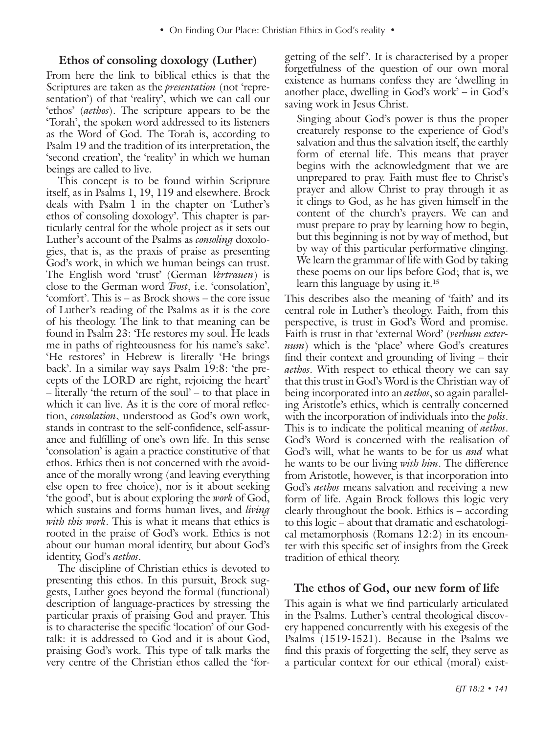### Ethos of consoling doxology (Luther)

From here the link to biblical ethics is that the Scriptures are taken as the *presentation* (not 'representation') of that 'reality', which we can call our 'ethos' (*aethos*). The scripture appears to be the 'Torah', the spoken word addressed to its listeners as the Word of God. The Torah is, according to Psalm 19 and the tradition of its interpretation, the 'second creation', the 'reality' in which we human beings are called to live.

This concept is to be found within Scripture itself, as in Psalms 1, 19, 119 and elsewhere. Brock deals with Psalm 1 in the chapter on 'Luther's ethos of consoling doxology'. This chapter is particularly central for the whole project as it sets out Luther's account of the Psalms as *consoling* doxologies, that is, as the praxis of praise as presenting God's work, in which we human beings can trust. The English word 'trust' (German *Vertrauen*) is close to the German word *Trost*, i.e. 'consolation', 'comfort'. This is – as Brock shows – the core issue of Luther's reading of the Psalms as it is the core of his theology. The link to that meaning can be found in Psalm 23: 'He restores my soul. He leads me in paths of righteousness for his name's sake'. 'He restores' in Hebrew is literally 'He brings back'. In a similar way says Psalm 19:8: 'the precepts of the LORD are right, rejoicing the heart' – literally 'the return of the soul' – to that place in which it can live. As it is the core of moral reflection, *consolation*, understood as God's own work, stands in contrast to the self-confidence, self-assurance and fulfilling of one's own life. In this sense 'consolation' is again a practice constitutive of that ethos. Ethics then is not concerned with the avoidance of the morally wrong (and leaving everything else open to free choice), nor is it about seeking 'the good', but is about exploring the *work* of God, which sustains and forms human lives, and *living with this work*. This is what it means that ethics is rooted in the praise of God's work. Ethics is not about our human moral identity, but about God's identity, God's *aethos*.

The discipline of Christian ethics is devoted to presenting this ethos. In this pursuit, Brock suggests, Luther goes beyond the formal (functional) description of language-practices by stressing the particular praxis of praising God and prayer. This is to characterise the specific 'location' of our God-talk: it is addressed to God and it is about God, praising God's work. This type of talk marks the very centre of the Christian ethos called the 'forgetting of the self'. It is characterised by a proper forgetfulness of the question of our own moral existence as humans confess they are 'dwelling in another place, dwelling in God's work' – in God's saving work in Jesus Christ.

> Singing about God's power is thus the proper creaturely response to the experience of God's salvation and thus the salvation itself, the earthly form of eternal life. This means that prayer begins with the acknowledgment that we are unprepared to pray. Faith must flee to Christ's prayer and allow Christ to pray through it as it clings to God, as he has given himself in the content of the church's prayers. We can and must prepare to pray by learning how to begin, but this beginning is not by way of method, but by way of this particular performative clinging. We learn the grammar of life with God by taking these poems on our lips before God; that is, we learn this language by using it.[15]

This describes also the meaning of 'faith' and its central role in Luther's theology. Faith, from this perspective, is trust in God's Word and promise. Faith is trust in that 'external Word' (*verbum externum*) which is the 'place' where God's creatures find their context and grounding of living – their *aethos*. With respect to ethical theory we can say that this trust in God's Word is the Christian way of being incorporated into an *aethos*, so again paralleling Aristotle's ethics, which is centrally concerned with the incorporation of individuals into the *polis*. This is to indicate the political meaning of *aethos*. God's Word is concerned with the realisation of God's will, what he wants to be for us *and* what he wants to be our living *with him*. The difference from Aristotle, however, is that incorporation into God's *aethos* means salvation and receiving a new form of life. Again Brock follows this logic very clearly throughout the book. Ethics is – according to this logic – about that dramatic and eschatological metamorphosis (Romans 12:2) in its encounter with this specific set of insights from the Greek tradition of ethical theory.

### The ethos of God, our new form of life

This again is what we find particularly articulated in the Psalms. Luther's central theological discovery happened concurrently with his exegesis of the Psalms (1519-1521). Because in the Psalms we find this praxis of forgetting the self, they serve as a particular context for our ethical (moral) exist-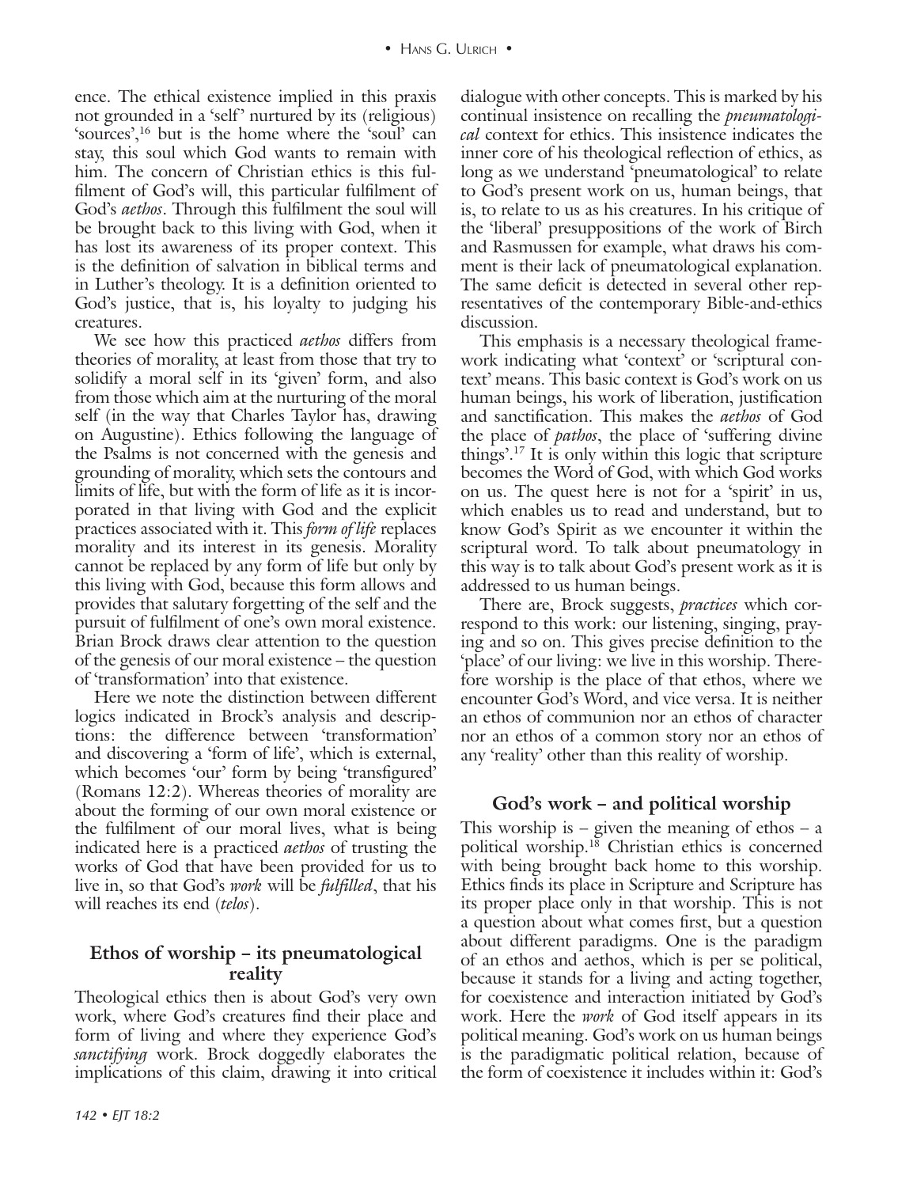ence. The ethical existence implied in this praxis not grounded in a 'self' nurtured by its (religious) 'sources',[16] but is the home where the 'soul' can stay, this soul which God wants to remain with him. The concern of Christian ethics is this fulfilment of God's will, this particular fulfilment of God's *aethos*. Through this fulfilment the soul will be brought back to this living with God, when it has lost its awareness of its proper context. This is the definition of salvation in biblical terms and in Luther's theology. It is a definition oriented to God's justice, that is, his loyalty to judging his creatures.

We see how this practiced *aethos* differs from theories of morality, at least from those that try to solidify a moral self in its 'given' form, and also from those which aim at the nurturing of the moral self (in the way that Charles Taylor has, drawing on Augustine). Ethics following the language of the Psalms is not concerned with the genesis and grounding of morality, which sets the contours and limits of life, but with the form of life as it is incorporated in that living with God and the explicit practices associated with it. This *form of life* replaces morality and its interest in its genesis. Morality cannot be replaced by any form of life but only by this living with God, because this form allows and provides that salutary forgetting of the self and the pursuit of fulfilment of one's own moral existence. Brian Brock draws clear attention to the question of the genesis of our moral existence – the question of 'transformation' into that existence.

Here we note the distinction between different logics indicated in Brock's analysis and descriptions: the difference between 'transformation' and discovering a 'form of life', which is external, which becomes 'our' form by being 'transfigured' (Romans 12:2). Whereas theories of morality are about the forming of our own moral existence or the fulfilment of our moral lives, what is being indicated here is a practiced *aethos* of trusting the works of God that have been provided for us to live in, so that God's *work* will be *fulfilled*, that his will reaches its end (*telos*).

## Ethos of worship – its pneumatological reality

Theological ethics then is about God's very own work, where God's creatures find their place and form of living and where they experience God's *sanctifying* work. Brock doggedly elaborates the implications of this claim, drawing it into critical dialogue with other concepts. This is marked by his continual insistence on recalling the *pneumatological* context for ethics. This insistence indicates the inner core of his theological reflection of ethics, as long as we understand 'pneumatological' to relate to God's present work on us, human beings, that is, to relate to us as his creatures. In his critique of the 'liberal' presuppositions of the work of Birch and Rasmussen for example, what draws his comment is their lack of pneumatological explanation. The same deficit is detected in several other representatives of the contemporary Bible-and-ethics discussion.

This emphasis is a necessary theological framework indicating what 'context' or 'scriptural context' means. This basic context is God's work on us human beings, his work of liberation, justification and sanctification. This makes the *aethos* of God the place of *pathos*, the place of 'suffering divine things'.[17] It is only within this logic that scripture becomes the Word of God, with which God works on us. The quest here is not for a 'spirit' in us, which enables us to read and understand, but to know God's Spirit as we encounter it within the scriptural word. To talk about pneumatology in this way is to talk about God's present work as it is addressed to us human beings.

There are, Brock suggests, *practices* which correspond to this work: our listening, singing, praying and so on. This gives precise definition to the 'place' of our living: we live in this worship. Therefore worship is the place of that ethos, where we encounter God's Word, and vice versa. It is neither an ethos of communion nor an ethos of character nor an ethos of a common story nor an ethos of any 'reality' other than this reality of worship.

## God's work – and political worship

This worship is – given the meaning of ethos – a political worship.[18] Christian ethics is concerned with being brought back home to this worship. Ethics finds its place in Scripture and Scripture has its proper place only in that worship. This is not a question about what comes first, but a question about different paradigms. One is the paradigm of an ethos and aethos, which is per se political, because it stands for a living and acting together, for coexistence and interaction initiated by God's work. Here the *work* of God itself appears in its political meaning. God's work on us human beings is the paradigmatic political relation, because of the form of coexistence it includes within it: God's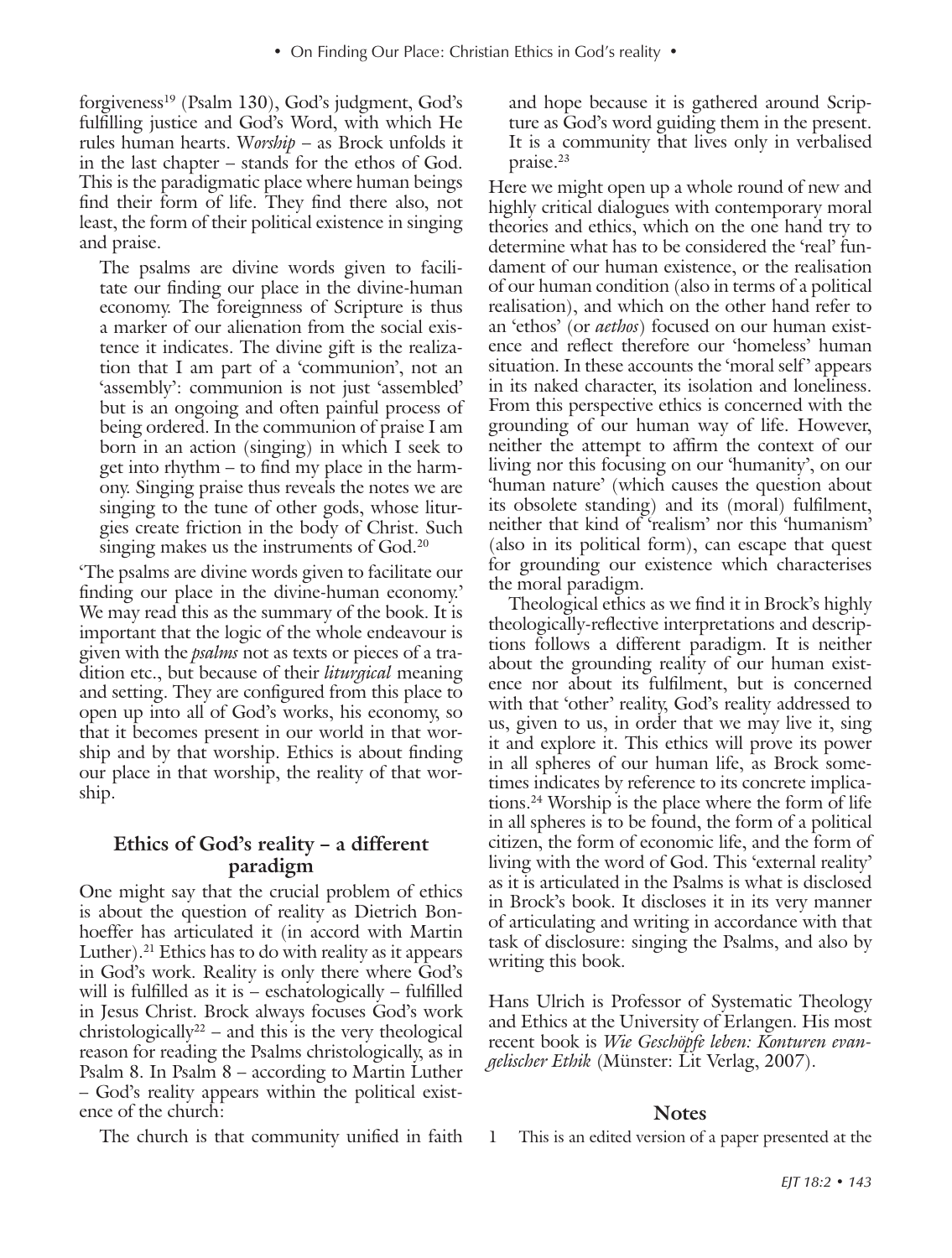forgiveness[19] (Psalm 130), God's judgment, God's fulfilling justice and God's Word, with which He rules human hearts. W*orship* – as Brock unfolds it in the last chapter – stands for the ethos of God. This is the paradigmatic place where human beings find their form of life. They find there also, not least, the form of their political existence in singing and praise.

> The psalms are divine words given to facilitate our finding our place in the divine-human economy. The foreignness of Scripture is thus a marker of our alienation from the social existence it indicates. The divine gift is the realization that I am part of a 'communion', not an 'assembly': communion is not just 'assembled' but is an ongoing and often painful process of being ordered. In the communion of praise I am born in an action (singing) in which I seek to get into rhythm – to find my place in the harmony. Singing praise thus reveals the notes we are singing to the tune of other gods, whose liturgies create friction in the body of Christ. Such singing makes us the instruments of God.[20]

'The psalms are divine words given to facilitate our finding our place in the divine-human economy.' We may read this as the summary of the book. It is important that the logic of the whole endeavour is given with the *psalms* not as texts or pieces of a tradition etc., but because of their *liturgical* meaning and setting. They are configured from this place to open up into all of God's works, his economy, so that it becomes present in our world in that worship and by that worship. Ethics is about finding our place in that worship, the reality of that worship.

## Ethics of God's reality – a different paradigm

One might say that the crucial problem of ethics is about the question of reality as Dietrich Bonhoeffer has articulated it (in accord with Martin Luther).[21] Ethics has to do with reality as it appears in God's work. Reality is only there where God's will is fulfilled as it is – eschatologically – fulfilled in Jesus Christ. Brock always focuses God's work christologically[22] – and this is the very theological reason for reading the Psalms christologically, as in Psalm 8. In Psalm 8 – according to Martin Luther – God's reality appears within the political existence of the church:

> The church is that community unified in faith and hope because it is gathered around Scripture as God's word guiding them in the present. It is a community that lives only in verbalised praise.[23]

Here we might open up a whole round of new and highly critical dialogues with contemporary moral theories and ethics, which on the one hand try to determine what has to be considered the 'real' fundament of our human existence, or the realisation of our human condition (also in terms of a political realisation), and which on the other hand refer to an 'ethos' (or *aethos*) focused on our human existence and reflect therefore our 'homeless' human situation. In these accounts the 'moral self' appears in its naked character, its isolation and loneliness. From this perspective ethics is concerned with the grounding of our human way of life. However, neither the attempt to affirm the context of our living nor this focusing on our 'humanity', on our 'human nature' (which causes the question about its obsolete standing) and its (moral) fulfilment, neither that kind of 'realism' nor this 'humanism' (also in its political form), can escape that quest for grounding our existence which characterises the moral paradigm.

Theological ethics as we find it in Brock's highly theologically-reflective interpretations and descriptions follows a different paradigm. It is neither about the grounding reality of our human existence nor about its fulfilment, but is concerned with that 'other' reality, God's reality addressed to us, given to us, in order that we may live it, sing it and explore it. This ethics will prove its power in all spheres of our human life, as Brock sometimes indicates by reference to its concrete implications.[24] Worship is the place where the form of life in all spheres is to be found, the form of a political citizen, the form of economic life, and the form of living with the word of God. This 'external reality' as it is articulated in the Psalms is what is disclosed in Brock's book. It discloses it in its very manner of articulating and writing in accordance with that task of disclosure: singing the Psalms, and also by writing this book.

Hans Ulrich is Professor of Systematic Theology and Ethics at the University of Erlangen. His most recent book is *Wie Geschöpfe leben: Konturen evangelischer Ethik* (Münster: Lit Verlag, 2007).

## Notes

1 This is an edited version of a paper presented at the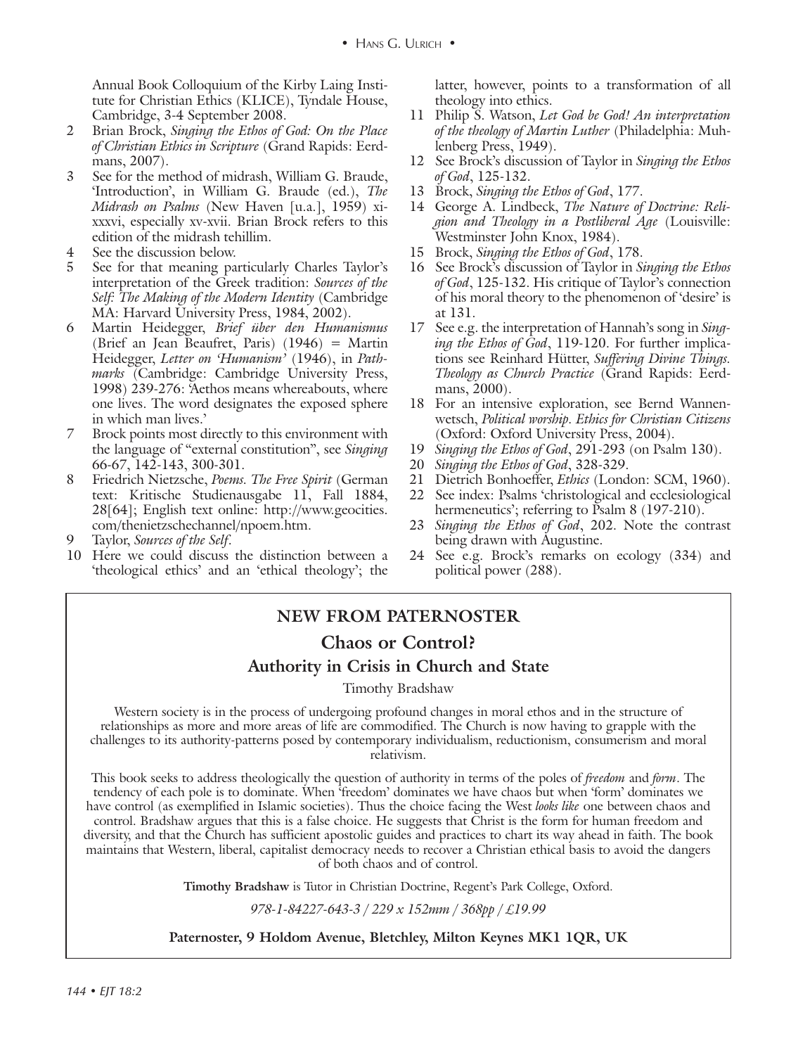Annual Book Colloquium of the Kirby Laing Institute for Christian Ethics (KLICE), Tyndale House, Cambridge, 3-4 September 2008.

2 Brian Brock, *Singing the Ethos of God: On the Place of Christian Ethics in Scripture* (Grand Rapids: Eerdmans, 2007).

3 See for the method of midrash, William G. Braude, 'Introduction', in William G. Braude (ed.), *The Midrash on Psalms* (New Haven [u.a.], 1959) xi-xxxvi, especially xv-xvii. Brian Brock refers to this edition of the midrash tehillim.

4 See the discussion below.

5 See for that meaning particularly Charles Taylor's interpretation of the Greek tradition: *Sources of the Self: The Making of the Modern Identity* (Cambridge MA: Harvard University Press, 1984, 2002).

6 Martin Heidegger, *Brief über den Humanismus* (Brief an Jean Beaufret, Paris) (1946) = Martin Heidegger, *Letter on 'Humanism'* (1946), in *Pathmarks* (Cambridge: Cambridge University Press, 1998) 239-276: 'Aethos means whereabouts, where one lives. The word designates the exposed sphere in which man lives.'

7 Brock points most directly to this environment with the language of "external constitution", see *Singing* 66-67, 142-143, 300-301.

8 Friedrich Nietzsche, *Poems. The Free Spirit* (German text: Kritische Studienausgabe 11, Fall 1884, 28[64]; English text online: http://www.geocities.com/thenietzschechannel/npoem.htm.

9 Taylor, *Sources of the Self*.

10 Here we could discuss the distinction between a 'theological ethics' and an 'ethical theology'; the latter, however, points to a transformation of all theology into ethics.

11 Philip S. Watson, *Let God be God! An interpretation of the theology of Martin Luther* (Philadelphia: Muhlenberg Press, 1949).

12 See Brock's discussion of Taylor in *Singing the Ethos of God*, 125-132.

13 Brock, *Singing the Ethos of God*, 177.

14 George A. Lindbeck, *The Nature of Doctrine: Religion and Theology in a Postliberal Age* (Louisville: Westminster John Knox, 1984).

15 Brock, *Singing the Ethos of God*, 178.

16 See Brock's discussion of Taylor in *Singing the Ethos of God*, 125-132. His critique of Taylor's connection of his moral theory to the phenomenon of 'desire' is at 131.

17 See e.g. the interpretation of Hannah's song in *Singing the Ethos of God*, 119-120. For further implications see Reinhard Hütter, *Suffering Divine Things. Theology as Church Practice* (Grand Rapids: Eerdmans, 2000).

18 For an intensive exploration, see Bernd Wannenwetsch, *Political worship. Ethics for Christian Citizens* (Oxford: Oxford University Press, 2004).

19 *Singing the Ethos of God*, 291-293 (on Psalm 130).

20 *Singing the Ethos of God*, 328-329.

21 Dietrich Bonhoeffer, *Ethics* (London: SCM, 1960).

22 See index: Psalms 'christological and ecclesiological hermeneutics'; referring to Psalm 8 (197-210).

23 *Singing the Ethos of God*, 202. Note the contrast being drawn with Augustine.

24 See e.g. Brock's remarks on ecology (334) and political power (288).

## NEW FROM PATERNOSTER

### Chaos or Control?

### Authority in Crisis in Church and State

Timothy Bradshaw

Western society is in the process of undergoing profound changes in moral ethos and in the structure of relationships as more and more areas of life are commodified. The Church is now having to grapple with the challenges to its authority-patterns posed by contemporary individualism, reductionism, consumerism and moral relativism.

This book seeks to address theologically the question of authority in terms of the poles of *freedom* and *form*. The tendency of each pole is to dominate. When 'freedom' dominates we have chaos but when 'form' dominates we have control (as exemplified in Islamic societies). Thus the choice facing the West *looks like* one between chaos and control. Bradshaw argues that this is a false choice. He suggests that Christ is the form for human freedom and diversity, and that the Church has sufficient apostolic guides and practices to chart its way ahead in faith. The book maintains that Western, liberal, capitalist democracy needs to recover a Christian ethical basis to avoid the dangers of both chaos and of control.

**Timothy Bradshaw** is Tutor in Christian Doctrine, Regent's Park College, Oxford.

*978-1-84227-643-3 / 229 x 152mm / 368pp / £19.99*

**Paternoster, 9 Holdom Avenue, Bletchley, Milton Keynes MK1 1QR, UK**